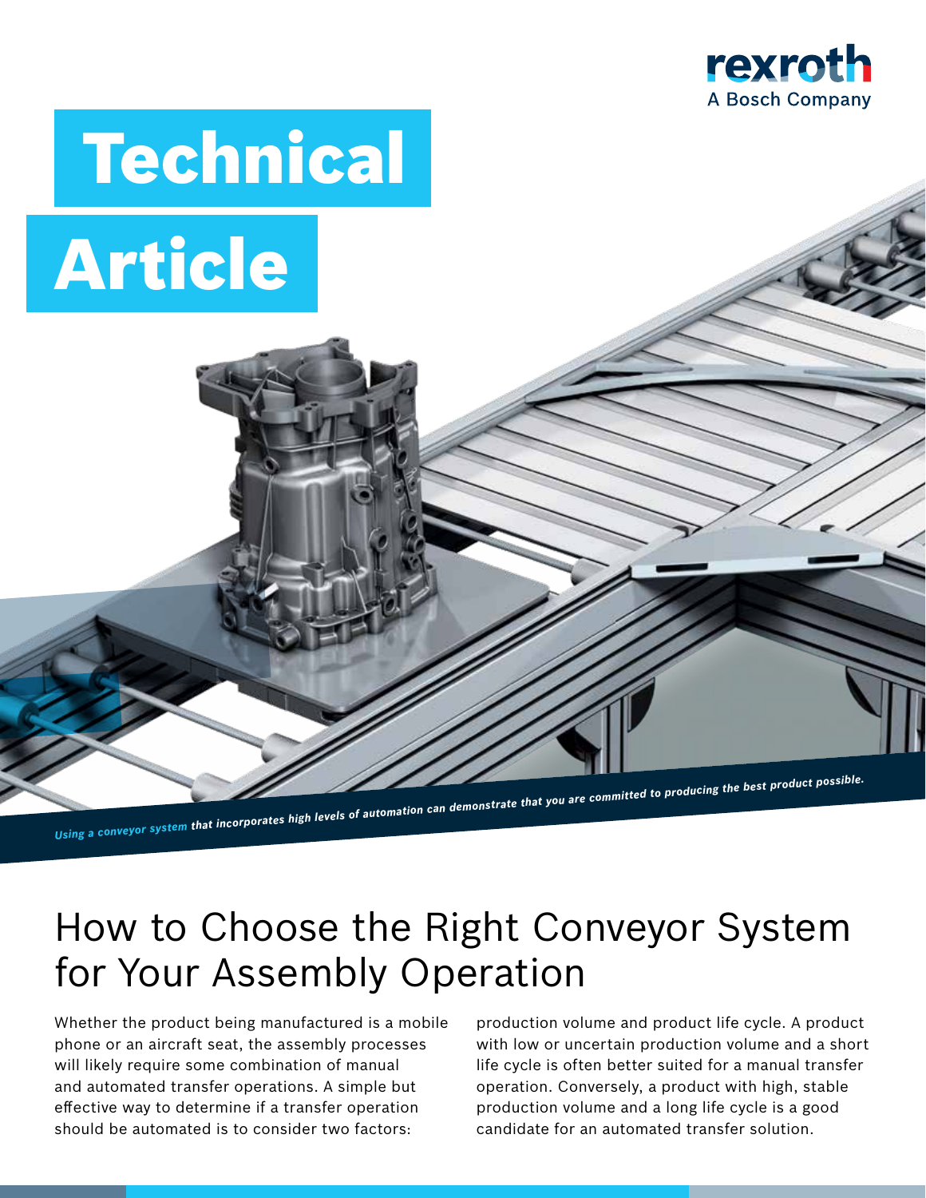rexroth
A Bosch Company

# Technical Article

*Using a conveyor system that incorporates high levels of automation can demonstrate that you are committed to producing the best product possible.*

## How to Choose the Right Conveyor System for Your Assembly Operation

Whether the product being manufactured is a mobile phone or an aircraft seat, the assembly processes will likely require some combination of manual and automated transfer operations. A simple but effective way to determine if a transfer operation should be automated is to consider two factors: production volume and product life cycle. A product with low or uncertain production volume and a short life cycle is often better suited for a manual transfer operation. Conversely, a product with high, stable production volume and a long life cycle is a good candidate for an automated transfer solution.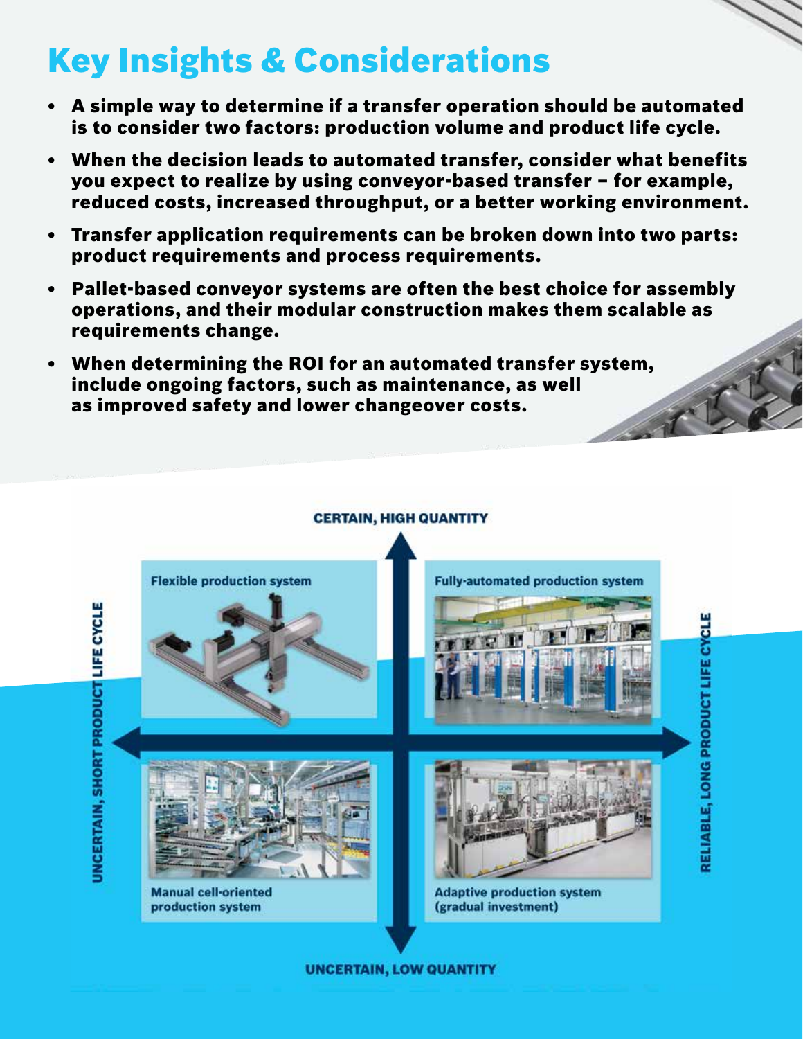# Key Insights & Considerations

- **A simple way to determine if a transfer operation should be automated is to consider two factors: production volume and product life cycle.**
- **When the decision leads to automated transfer, consider what benefits you expect to realize by using conveyor-based transfer – for example, reduced costs, increased throughput, or a better working environment.**
- **Transfer application requirements can be broken down into two parts: product requirements and process requirements.**
- **Pallet-based conveyor systems are often the best choice for assembly operations, and their modular construction makes them scalable as requirements change.**
- **When determining the ROI for an automated transfer system, include ongoing factors, such as maintenance, as well as improved safety and lower changeover costs.**

**CERTAIN, HIGH QUANTITY**

**UNCERTAIN, SHORT PRODUCT LIFE CYCLE**

**RELIABLE, LONG PRODUCT LIFE CYCLE**

**UNCERTAIN, LOW QUANTITY**

Flexible production system

Fully-automated production system

Manual cell-oriented production system

Adaptive production system (gradual investment)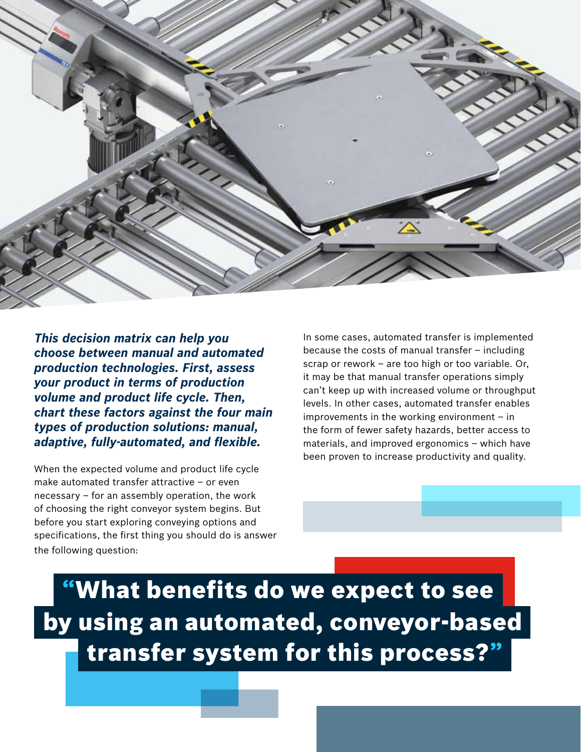***This decision matrix can help you choose between manual and automated production technologies. First, assess your product in terms of production volume and product life cycle. Then, chart these factors against the four main types of production solutions: manual, adaptive, fully-automated, and flexible.***

When the expected volume and product life cycle make automated transfer attractive – or even necessary – for an assembly operation, the work of choosing the right conveyor system begins. But before you start exploring conveying options and specifications, the first thing you should do is answer the following question:

In some cases, automated transfer is implemented because the costs of manual transfer – including scrap or rework – are too high or too variable. Or, it may be that manual transfer operations simply can't keep up with increased volume or throughput levels. In other cases, automated transfer enables improvements in the working environment – in the form of fewer safety hazards, better access to materials, and improved ergonomics – which have been proven to increase productivity and quality.

**"What benefits do we expect to see by using an automated, conveyor-based transfer system for this process?"**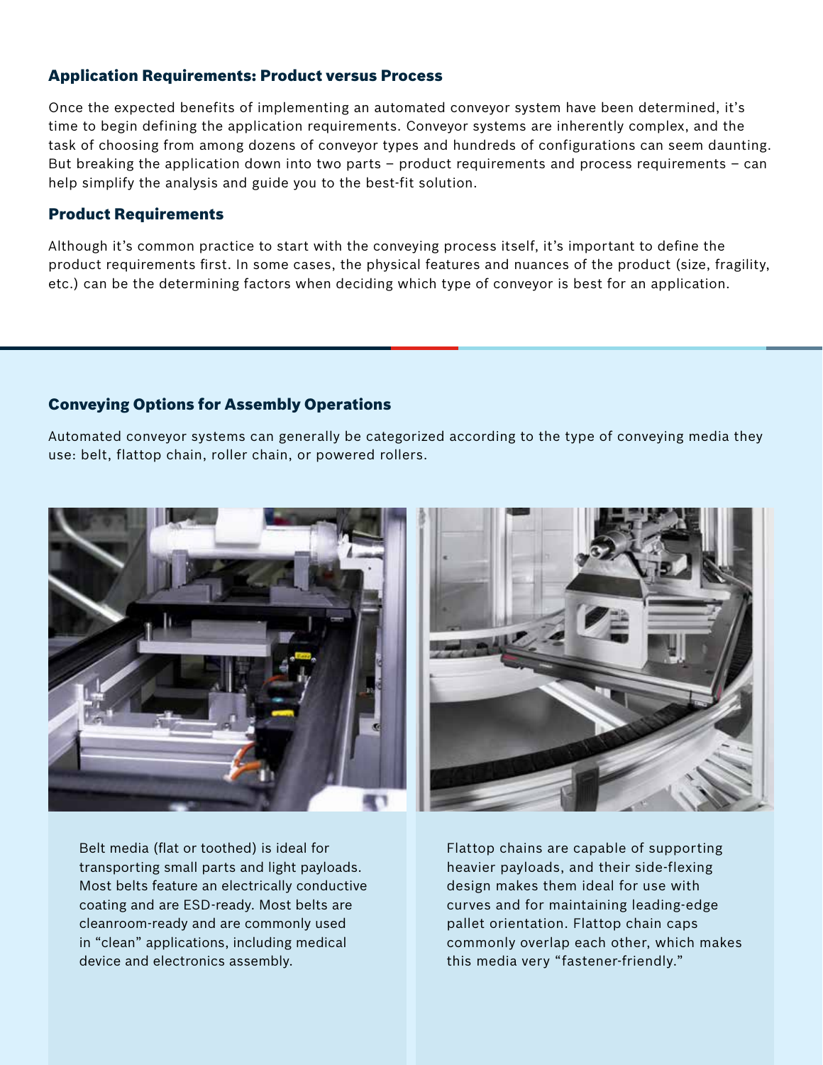### Application Requirements: Product versus Process

Once the expected benefits of implementing an automated conveyor system have been determined, it's time to begin defining the application requirements. Conveyor systems are inherently complex, and the task of choosing from among dozens of conveyor types and hundreds of configurations can seem daunting. But breaking the application down into two parts – product requirements and process requirements – can help simplify the analysis and guide you to the best-fit solution.

### Product Requirements

Although it's common practice to start with the conveying process itself, it's important to define the product requirements first. In some cases, the physical features and nuances of the product (size, fragility, etc.) can be the determining factors when deciding which type of conveyor is best for an application.

### Conveying Options for Assembly Operations

Automated conveyor systems can generally be categorized according to the type of conveying media they use: belt, flattop chain, roller chain, or powered rollers.

Belt media (flat or toothed) is ideal for transporting small parts and light payloads. Most belts feature an electrically conductive coating and are ESD-ready. Most belts are cleanroom-ready and are commonly used in "clean" applications, including medical device and electronics assembly.

Flattop chains are capable of supporting heavier payloads, and their side-flexing design makes them ideal for use with curves and for maintaining leading-edge pallet orientation. Flattop chain caps commonly overlap each other, which makes this media very "fastener-friendly."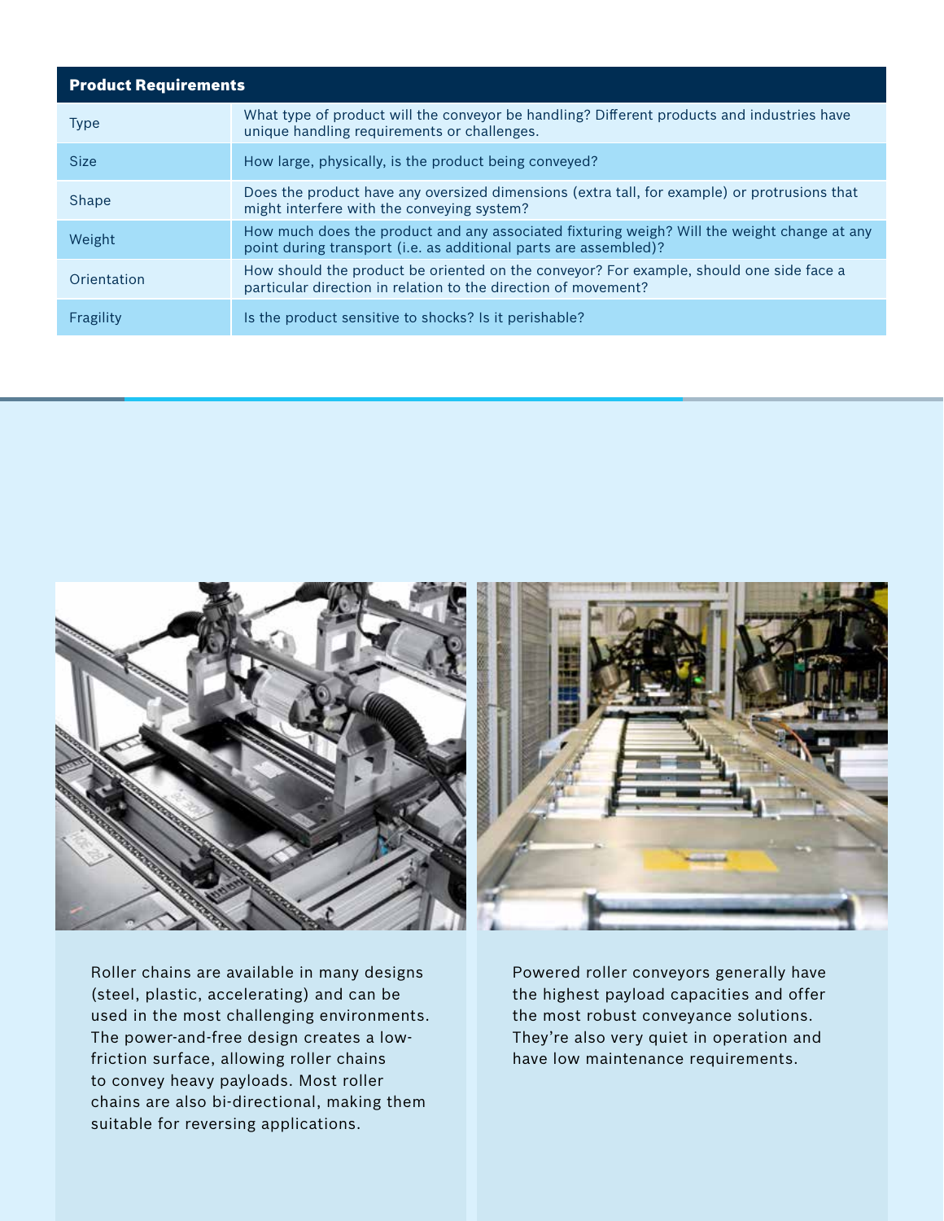| Product Requirements | |
|---|---|
| Type | What type of product will the conveyor be handling? Different products and industries have unique handling requirements or challenges. |
| Size | How large, physically, is the product being conveyed? |
| Shape | Does the product have any oversized dimensions (extra tall, for example) or protrusions that might interfere with the conveying system? |
| Weight | How much does the product and any associated fixturing weigh? Will the weight change at any point during transport (i.e. as additional parts are assembled)? |
| Orientation | How should the product be oriented on the conveyor? For example, should one side face a particular direction in relation to the direction of movement? |
| Fragility | Is the product sensitive to shocks? Is it perishable? |

Roller chains are available in many designs (steel, plastic, accelerating) and can be used in the most challenging environments. The power-and-free design creates a low-friction surface, allowing roller chains to convey heavy payloads. Most roller chains are also bi-directional, making them suitable for reversing applications.

Powered roller conveyors generally have the highest payload capacities and offer the most robust conveyance solutions. They're also very quiet in operation and have low maintenance requirements.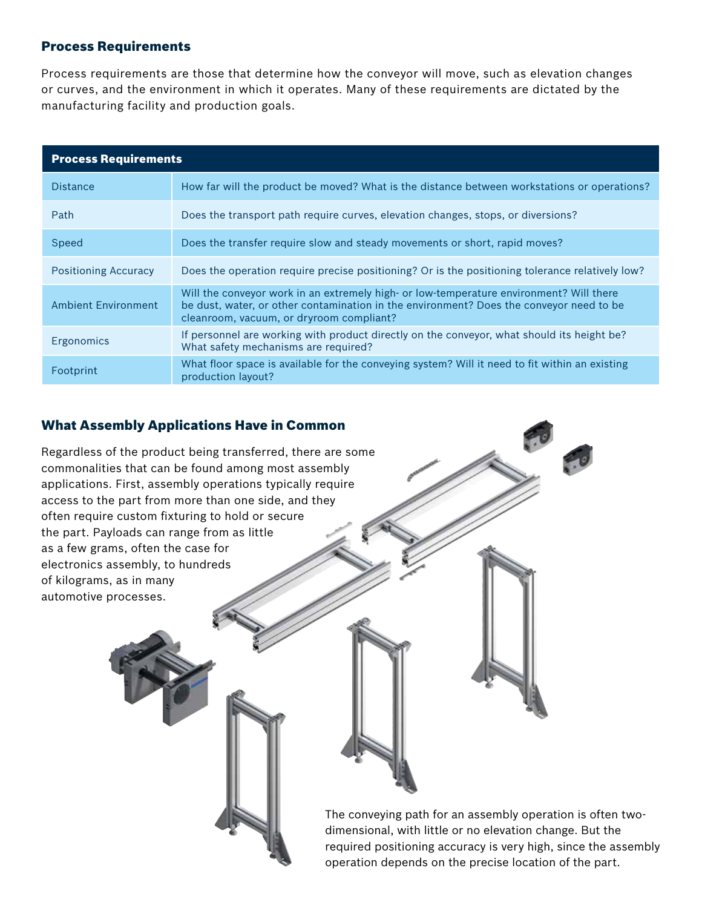### Process Requirements

Process requirements are those that determine how the conveyor will move, such as elevation changes or curves, and the environment in which it operates. Many of these requirements are dictated by the manufacturing facility and production goals.

| Process Requirements | |
|---|---|
| Distance | How far will the product be moved? What is the distance between workstations or operations? |
| Path | Does the transport path require curves, elevation changes, stops, or diversions? |
| Speed | Does the transfer require slow and steady movements or short, rapid moves? |
| Positioning Accuracy | Does the operation require precise positioning? Or is the positioning tolerance relatively low? |
| Ambient Environment | Will the conveyor work in an extremely high- or low-temperature environment? Will there be dust, water, or other contamination in the environment? Does the conveyor need to be cleanroom, vacuum, or dryroom compliant? |
| Ergonomics | If personnel are working with product directly on the conveyor, what should its height be? What safety mechanisms are required? |
| Footprint | What floor space is available for the conveying system? Will it need to fit within an existing production layout? |

### What Assembly Applications Have in Common

Regardless of the product being transferred, there are some commonalities that can be found among most assembly applications. First, assembly operations typically require access to the part from more than one side, and they often require custom fixturing to hold or secure the part. Payloads can range from as little as a few grams, often the case for electronics assembly, to hundreds of kilograms, as in many automotive processes.

The conveying path for an assembly operation is often two-dimensional, with little or no elevation change. But the required positioning accuracy is very high, since the assembly operation depends on the precise location of the part.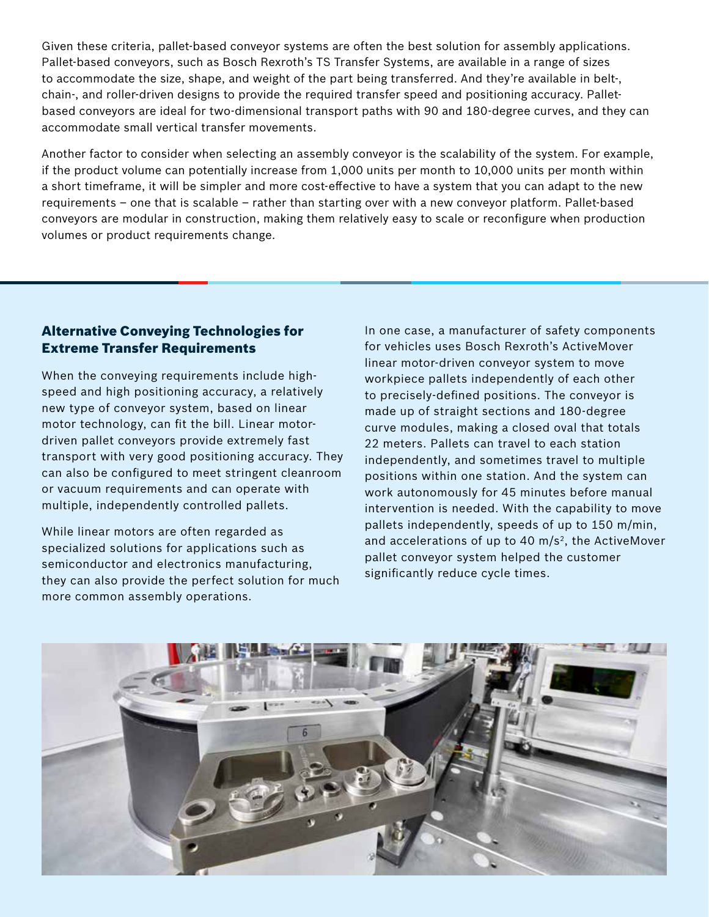Given these criteria, pallet-based conveyor systems are often the best solution for assembly applications. Pallet-based conveyors, such as Bosch Rexroth's TS Transfer Systems, are available in a range of sizes to accommodate the size, shape, and weight of the part being transferred. And they're available in belt-, chain-, and roller-driven designs to provide the required transfer speed and positioning accuracy. Pallet-based conveyors are ideal for two-dimensional transport paths with 90 and 180-degree curves, and they can accommodate small vertical transfer movements.

Another factor to consider when selecting an assembly conveyor is the scalability of the system. For example, if the product volume can potentially increase from 1,000 units per month to 10,000 units per month within a short timeframe, it will be simpler and more cost-effective to have a system that you can adapt to the new requirements – one that is scalable – rather than starting over with a new conveyor platform. Pallet-based conveyors are modular in construction, making them relatively easy to scale or reconfigure when production volumes or product requirements change.

## Alternative Conveying Technologies for Extreme Transfer Requirements

When the conveying requirements include high-speed and high positioning accuracy, a relatively new type of conveyor system, based on linear motor technology, can fit the bill. Linear motor-driven pallet conveyors provide extremely fast transport with very good positioning accuracy. They can also be configured to meet stringent cleanroom or vacuum requirements and can operate with multiple, independently controlled pallets.

While linear motors are often regarded as specialized solutions for applications such as semiconductor and electronics manufacturing, they can also provide the perfect solution for much more common assembly operations.

In one case, a manufacturer of safety components for vehicles uses Bosch Rexroth's ActiveMover linear motor-driven conveyor system to move workpiece pallets independently of each other to precisely-defined positions. The conveyor is made up of straight sections and 180-degree curve modules, making a closed oval that totals 22 meters. Pallets can travel to each station independently, and sometimes travel to multiple positions within one station. And the system can work autonomously for 45 minutes before manual intervention is needed. With the capability to move pallets independently, speeds of up to 150 m/min, and accelerations of up to 40 $m/s^2$, the ActiveMover pallet conveyor system helped the customer significantly reduce cycle times.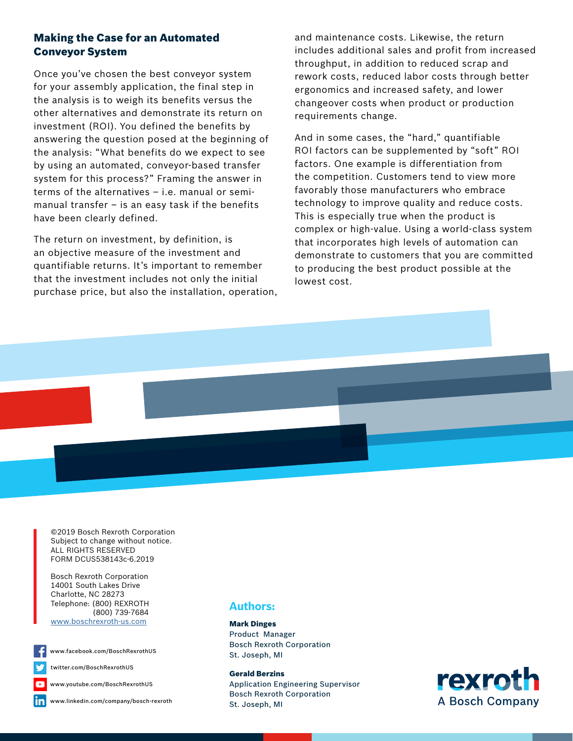## Making the Case for an Automated Conveyor System

Once you've chosen the best conveyor system for your assembly application, the final step in the analysis is to weigh its benefits versus the other alternatives and demonstrate its return on investment (ROI). You defined the benefits by answering the question posed at the beginning of the analysis: "What benefits do we expect to see by using an automated, conveyor-based transfer system for this process?" Framing the answer in terms of the alternatives – i.e. manual or semi-manual transfer – is an easy task if the benefits have been clearly defined.

The return on investment, by definition, is an objective measure of the investment and quantifiable returns. It's important to remember that the investment includes not only the initial purchase price, but also the installation, operation, and maintenance costs. Likewise, the return includes additional sales and profit from increased throughput, in addition to reduced scrap and rework costs, reduced labor costs through better ergonomics and increased safety, and lower changeover costs when product or production requirements change.

And in some cases, the "hard," quantifiable ROI factors can be supplemented by "soft" ROI factors. One example is differentiation from the competition. Customers tend to view more favorably those manufacturers who embrace technology to improve quality and reduce costs. This is especially true when the product is complex or high-value. Using a world-class system that incorporates high levels of automation can demonstrate to customers that you are committed to producing the best product possible at the lowest cost.

©2019 Bosch Rexroth Corporation
Subject to change without notice.
ALL RIGHTS RESERVED
FORM DCUS538143c-6.2019

Bosch Rexroth Corporation
14001 South Lakes Drive
Charlotte, NC 28273
Telephone: (800) REXROTH
(800) 739-7684
www.boschrexroth-us.com

www.facebook.com/BoschRexrothUS
twitter.com/BoschRexrothUS
www.youtube.com/BoschRexrothUS
www.linkedin.com/company/bosch-rexroth

### Authors:

**Mark Dinges**
Product Manager
Bosch Rexroth Corporation
St. Joseph, MI

**Gerald Berzins**
Application Engineering Supervisor
Bosch Rexroth Corporation
St. Joseph, MI

rexroth
A Bosch Company